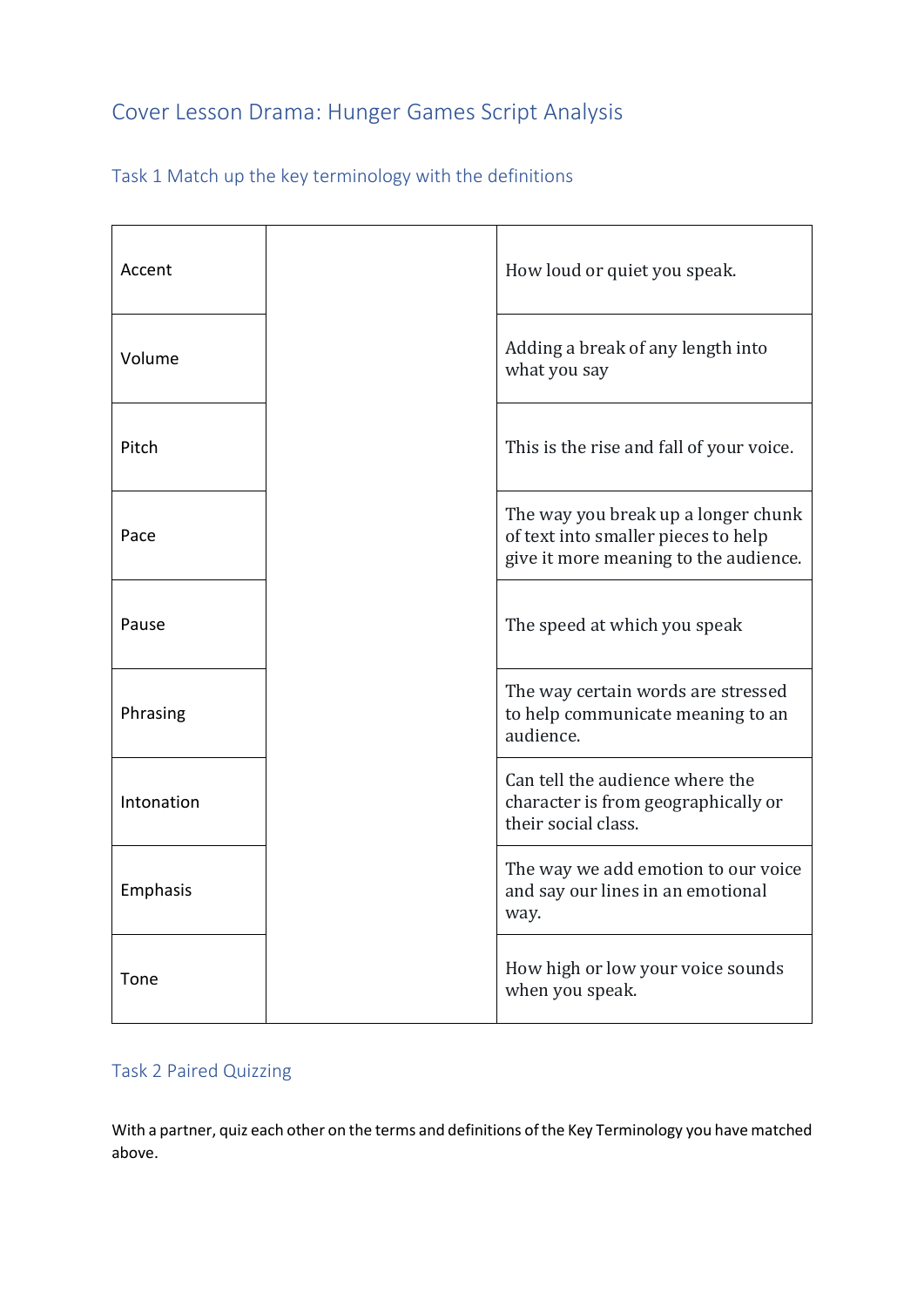# Cover Lesson Drama: Hunger Games Script Analysis

## Task 1 Match up the key terminology with the definitions

| | | |
|---|---|---|
| Accent | | How loud or quiet you speak. |
| Volume | | Adding a break of any length into what you say |
| Pitch | | This is the rise and fall of your voice. |
| Pace | | The way you break up a longer chunk of text into smaller pieces to help give it more meaning to the audience. |
| Pause | | The speed at which you speak |
| Phrasing | | The way certain words are stressed to help communicate meaning to an audience. |
| Intonation | | Can tell the audience where the character is from geographically or their social class. |
| Emphasis | | The way we add emotion to our voice and say our lines in an emotional way. |
| Tone | | How high or low your voice sounds when you speak. |

## Task 2 Paired Quizzing

With a partner, quiz each other on the terms and definitions of the Key Terminology you have matched above.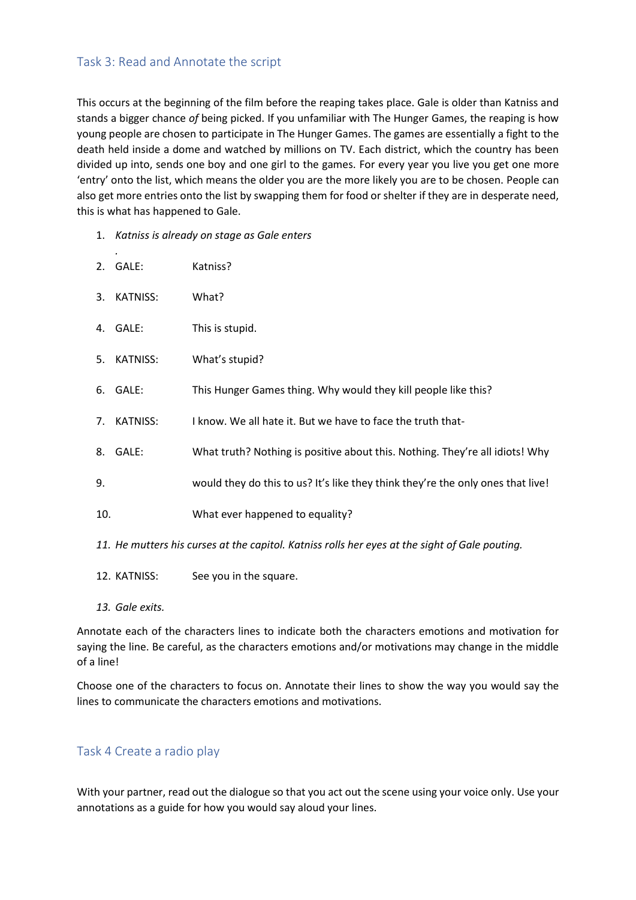## Task 3: Read and Annotate the script

This occurs at the beginning of the film before the reaping takes place. Gale is older than Katniss and stands a bigger chance *of* being picked. If you unfamiliar with The Hunger Games, the reaping is how young people are chosen to participate in The Hunger Games. The games are essentially a fight to the death held inside a dome and watched by millions on TV. Each district, which the country has been divided up into, sends one boy and one girl to the games. For every year you live you get one more 'entry' onto the list, which means the older you are the more likely you are to be chosen. People can also get more entries onto the list by swapping them for food or shelter if they are in desperate need, this is what has happened to Gale.

1. *Katniss is already on stage as Gale enters*
   .
2. GALE: Katniss?
3. KATNISS: What?
4. GALE: This is stupid.
5. KATNISS: What's stupid?
6. GALE: This Hunger Games thing. Why would they kill people like this?
7. KATNISS: I know. We all hate it. But we have to face the truth that-
8. GALE: What truth? Nothing is positive about this. Nothing. They're all idiots! Why
9. would they do this to us? It's like they think they're the only ones that live!
10. What ever happened to equality?
11. *He mutters his curses at the capitol. Katniss rolls her eyes at the sight of Gale pouting.*
12. KATNISS: See you in the square.
13. *Gale exits.*

Annotate each of the characters lines to indicate both the characters emotions and motivation for saying the line. Be careful, as the characters emotions and/or motivations may change in the middle of a line!

Choose one of the characters to focus on. Annotate their lines to show the way you would say the lines to communicate the characters emotions and motivations.

## Task 4 Create a radio play

With your partner, read out the dialogue so that you act out the scene using your voice only. Use your annotations as a guide for how you would say aloud your lines.